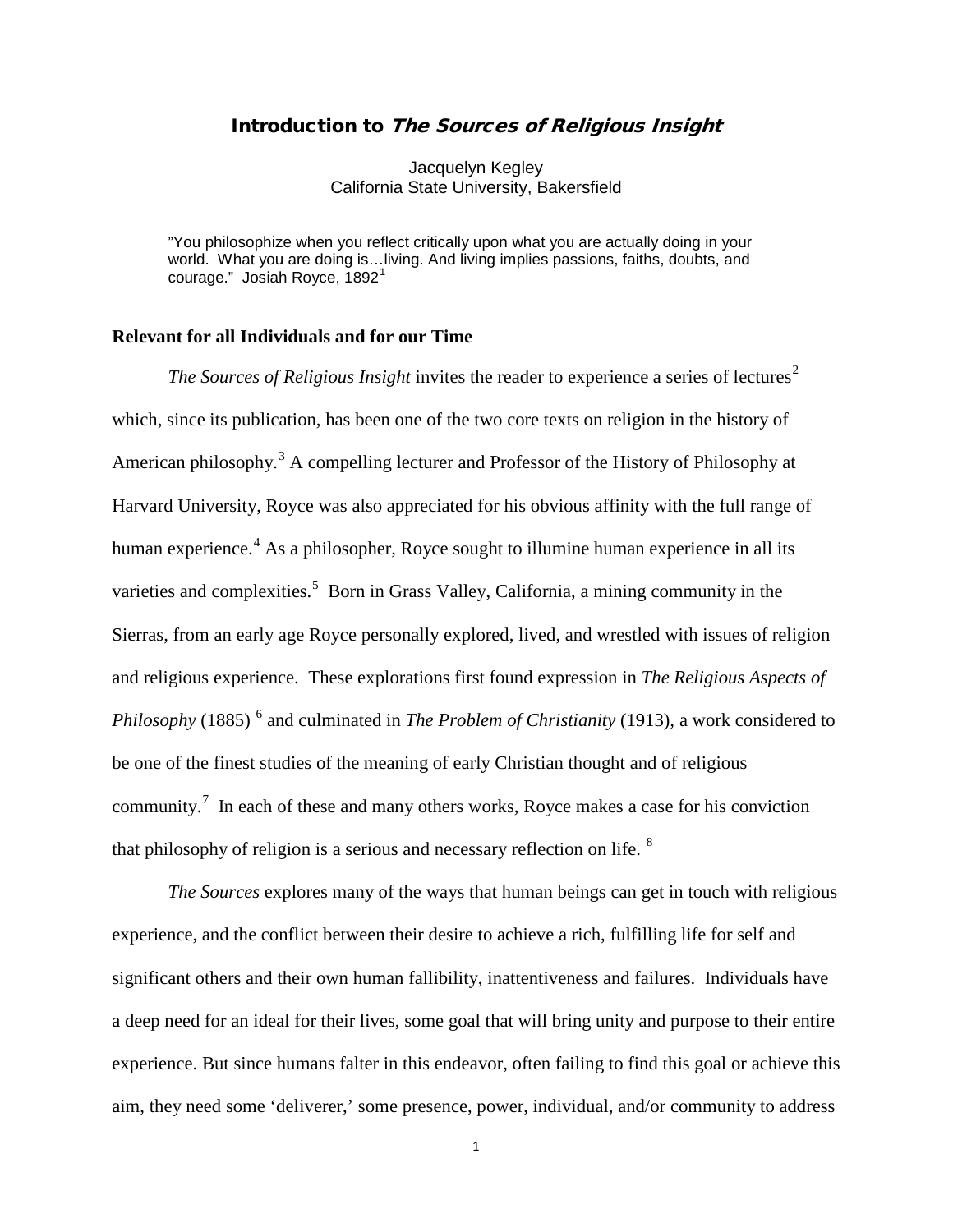# Introduction to *The Sources of Religious Insight*

Jacquelyn Kegley
California State University, Bakersfield

> "You philosophize when you reflect critically upon what you are actually doing in your world. What you are doing is…living. And living implies passions, faiths, doubts, and courage." Josiah Royce, 1892[1]

**Relevant for all Individuals and for our Time**

*The Sources of Religious Insight* invites the reader to experience a series of lectures[2] which, since its publication, has been one of the two core texts on religion in the history of American philosophy.[3] A compelling lecturer and Professor of the History of Philosophy at Harvard University, Royce was also appreciated for his obvious affinity with the full range of human experience.[4] As a philosopher, Royce sought to illumine human experience in all its varieties and complexities.[5] Born in Grass Valley, California, a mining community in the Sierras, from an early age Royce personally explored, lived, and wrestled with issues of religion and religious experience. These explorations first found expression in *The Religious Aspects of Philosophy* (1885) [6] and culminated in *The Problem of Christianity* (1913), a work considered to be one of the finest studies of the meaning of early Christian thought and of religious community.[7] In each of these and many others works, Royce makes a case for his conviction that philosophy of religion is a serious and necessary reflection on life. [8]

*The Sources* explores many of the ways that human beings can get in touch with religious experience, and the conflict between their desire to achieve a rich, fulfilling life for self and significant others and their own human fallibility, inattentiveness and failures. Individuals have a deep need for an ideal for their lives, some goal that will bring unity and purpose to their entire experience. But since humans falter in this endeavor, often failing to find this goal or achieve this aim, they need some 'deliverer,' some presence, power, individual, and/or community to address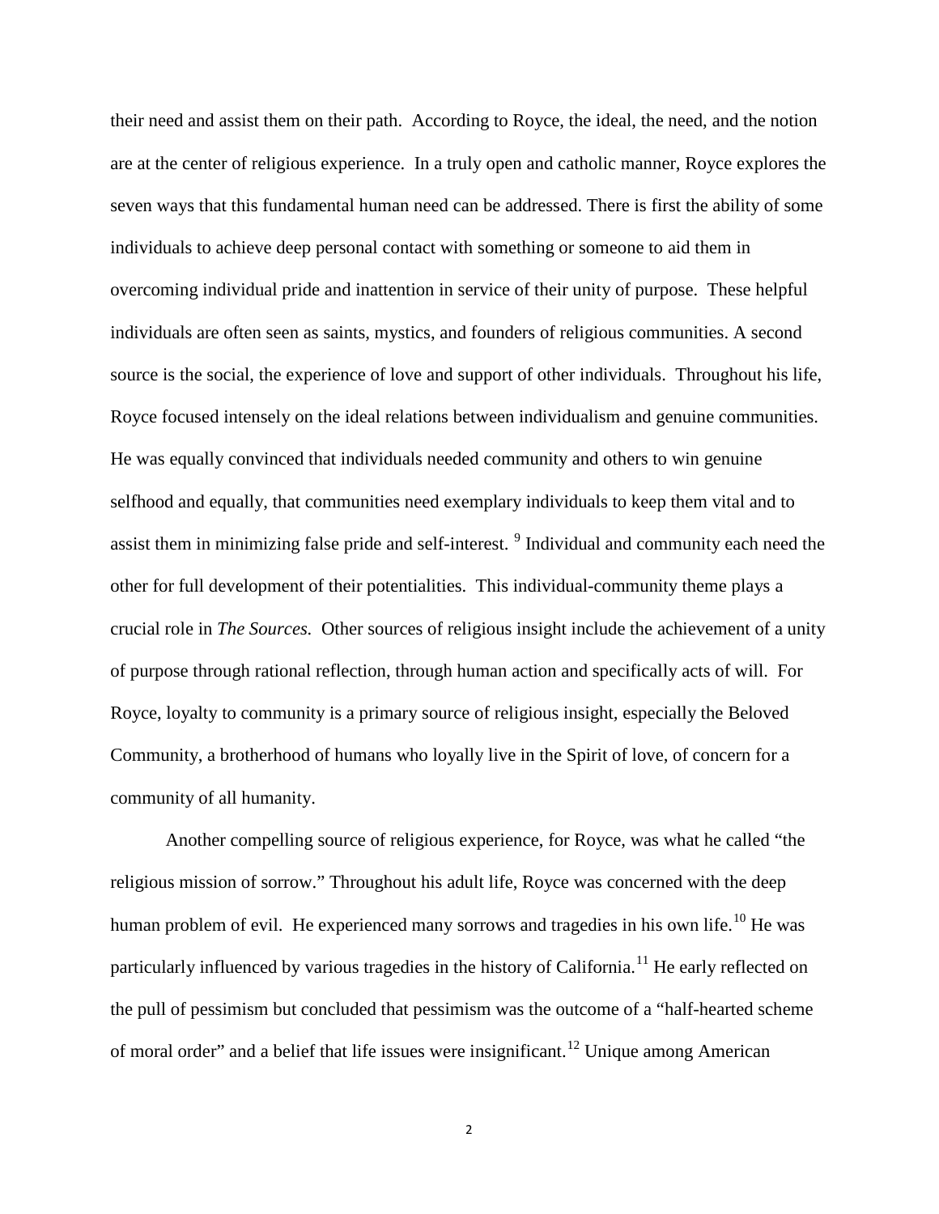their need and assist them on their path. According to Royce, the ideal, the need, and the notion are at the center of religious experience. In a truly open and catholic manner, Royce explores the seven ways that this fundamental human need can be addressed. There is first the ability of some individuals to achieve deep personal contact with something or someone to aid them in overcoming individual pride and inattention in service of their unity of purpose. These helpful individuals are often seen as saints, mystics, and founders of religious communities. A second source is the social, the experience of love and support of other individuals. Throughout his life, Royce focused intensely on the ideal relations between individualism and genuine communities. He was equally convinced that individuals needed community and others to win genuine selfhood and equally, that communities need exemplary individuals to keep them vital and to assist them in minimizing false pride and self-interest. [9] Individual and community each need the other for full development of their potentialities. This individual-community theme plays a crucial role in *The Sources.* Other sources of religious insight include the achievement of a unity of purpose through rational reflection, through human action and specifically acts of will. For Royce, loyalty to community is a primary source of religious insight, especially the Beloved Community, a brotherhood of humans who loyally live in the Spirit of love, of concern for a community of all humanity.

Another compelling source of religious experience, for Royce, was what he called "the religious mission of sorrow." Throughout his adult life, Royce was concerned with the deep human problem of evil. He experienced many sorrows and tragedies in his own life.[10] He was particularly influenced by various tragedies in the history of California.[11] He early reflected on the pull of pessimism but concluded that pessimism was the outcome of a "half-hearted scheme of moral order" and a belief that life issues were insignificant.[12] Unique among American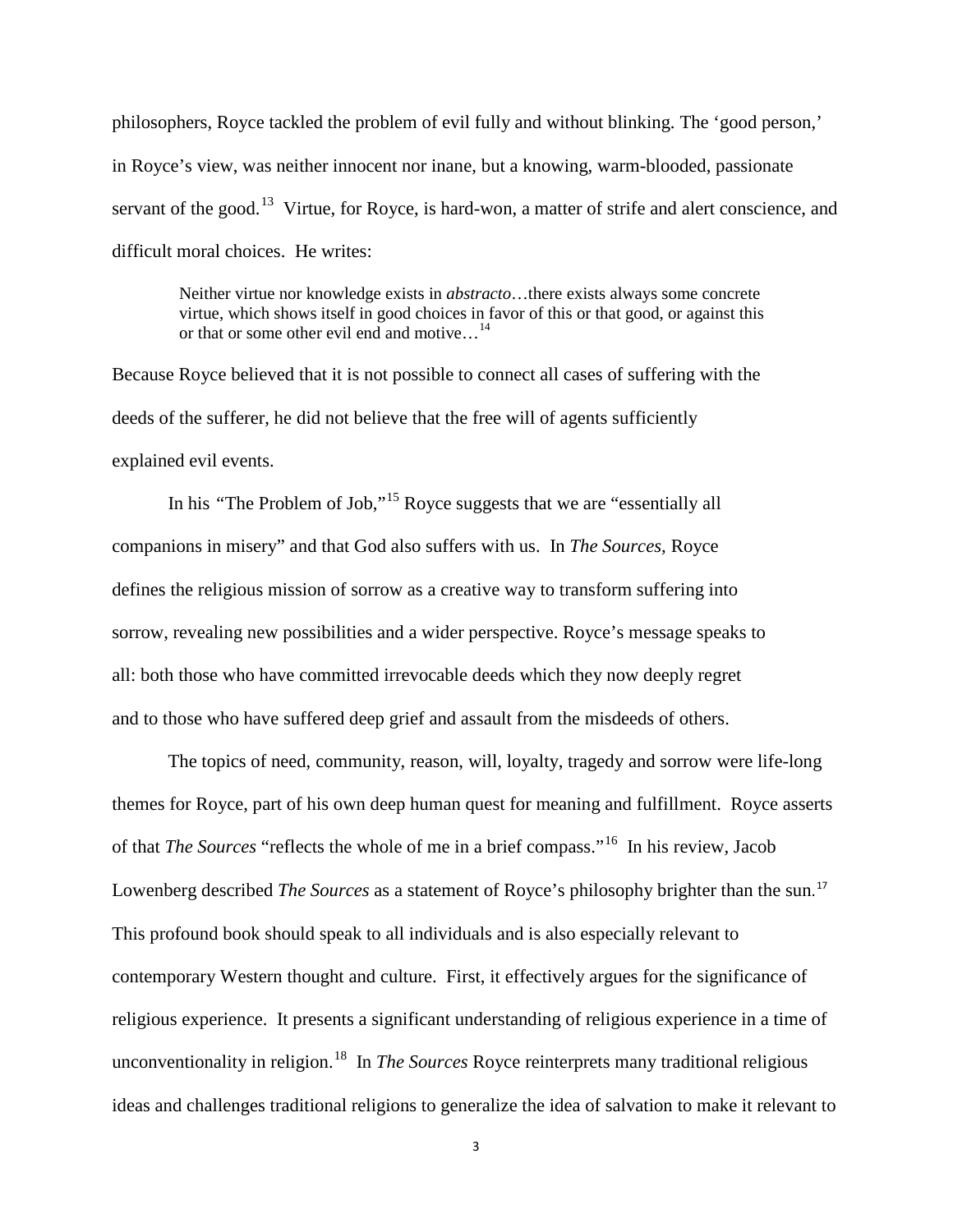philosophers, Royce tackled the problem of evil fully and without blinking. The 'good person,' in Royce's view, was neither innocent nor inane, but a knowing, warm-blooded, passionate servant of the good.[13] Virtue, for Royce, is hard-won, a matter of strife and alert conscience, and difficult moral choices. He writes:

> Neither virtue nor knowledge exists in *abstracto*…there exists always some concrete virtue, which shows itself in good choices in favor of this or that good, or against this or that or some other evil end and motive…[14]

Because Royce believed that it is not possible to connect all cases of suffering with the deeds of the sufferer, he did not believe that the free will of agents sufficiently explained evil events.

In his "The Problem of Job,"[15] Royce suggests that we are "essentially all companions in misery" and that God also suffers with us. In *The Sources,* Royce defines the religious mission of sorrow as a creative way to transform suffering into sorrow, revealing new possibilities and a wider perspective. Royce's message speaks to all: both those who have committed irrevocable deeds which they now deeply regret and to those who have suffered deep grief and assault from the misdeeds of others.

The topics of need, community, reason, will, loyalty, tragedy and sorrow were life-long themes for Royce, part of his own deep human quest for meaning and fulfillment. Royce asserts of that *The Sources* "reflects the whole of me in a brief compass."[16] In his review, Jacob Lowenberg described *The Sources* as a statement of Royce's philosophy brighter than the sun.[17] This profound book should speak to all individuals and is also especially relevant to contemporary Western thought and culture. First, it effectively argues for the significance of religious experience. It presents a significant understanding of religious experience in a time of unconventionality in religion.[18] In *The Sources* Royce reinterprets many traditional religious ideas and challenges traditional religions to generalize the idea of salvation to make it relevant to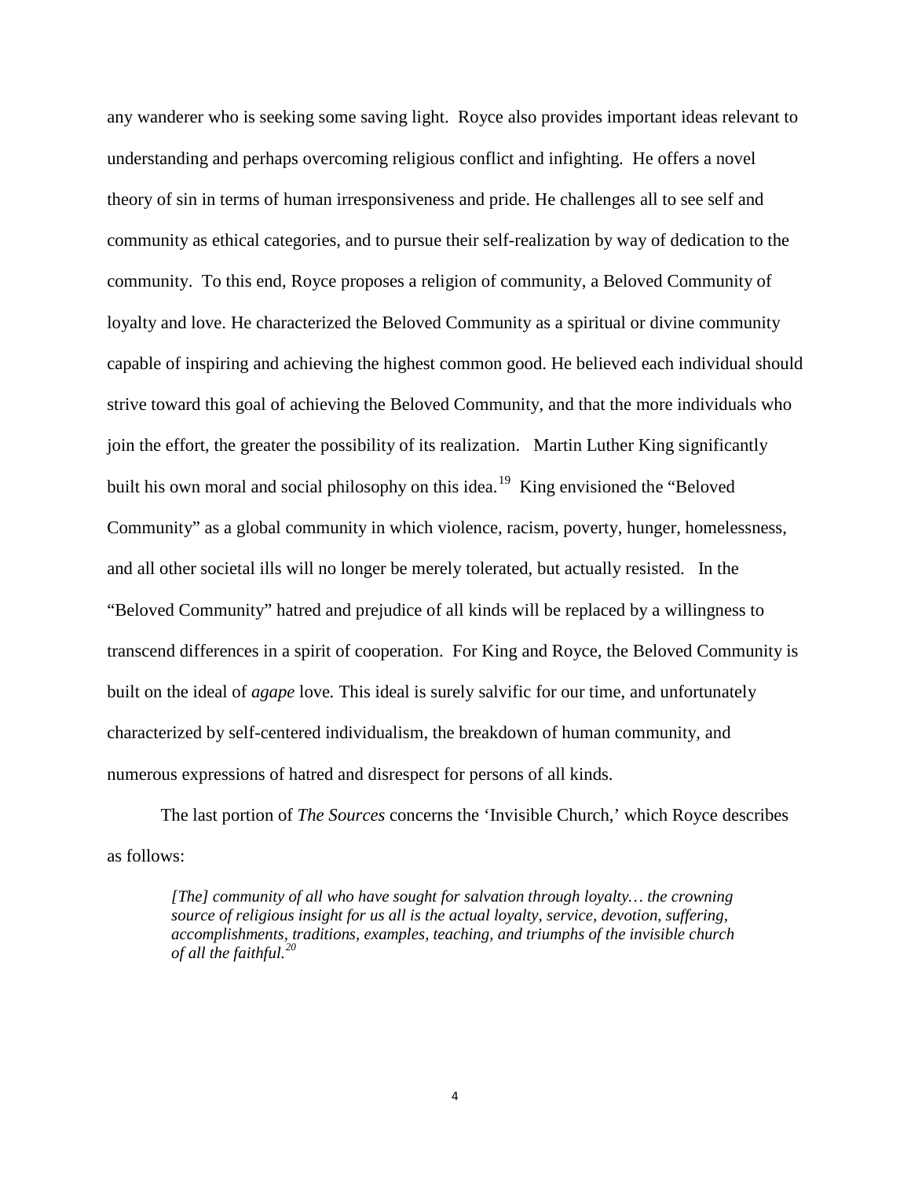any wanderer who is seeking some saving light. Royce also provides important ideas relevant to understanding and perhaps overcoming religious conflict and infighting. He offers a novel theory of sin in terms of human irresponsiveness and pride. He challenges all to see self and community as ethical categories, and to pursue their self-realization by way of dedication to the community. To this end, Royce proposes a religion of community, a Beloved Community of loyalty and love. He characterized the Beloved Community as a spiritual or divine community capable of inspiring and achieving the highest common good. He believed each individual should strive toward this goal of achieving the Beloved Community, and that the more individuals who join the effort, the greater the possibility of its realization. Martin Luther King significantly built his own moral and social philosophy on this idea.[19] King envisioned the "Beloved Community" as a global community in which violence, racism, poverty, hunger, homelessness, and all other societal ills will no longer be merely tolerated, but actually resisted. In the "Beloved Community" hatred and prejudice of all kinds will be replaced by a willingness to transcend differences in a spirit of cooperation. For King and Royce, the Beloved Community is built on the ideal of *agape* love. This ideal is surely salvific for our time, and unfortunately characterized by self-centered individualism, the breakdown of human community, and numerous expressions of hatred and disrespect for persons of all kinds.

The last portion of *The Sources* concerns the 'Invisible Church,' which Royce describes as follows:

> *[The] community of all who have sought for salvation through loyalty… the crowning source of religious insight for us all is the actual loyalty, service, devotion, suffering, accomplishments, traditions, examples, teaching, and triumphs of the invisible church of all the faithful.*[20]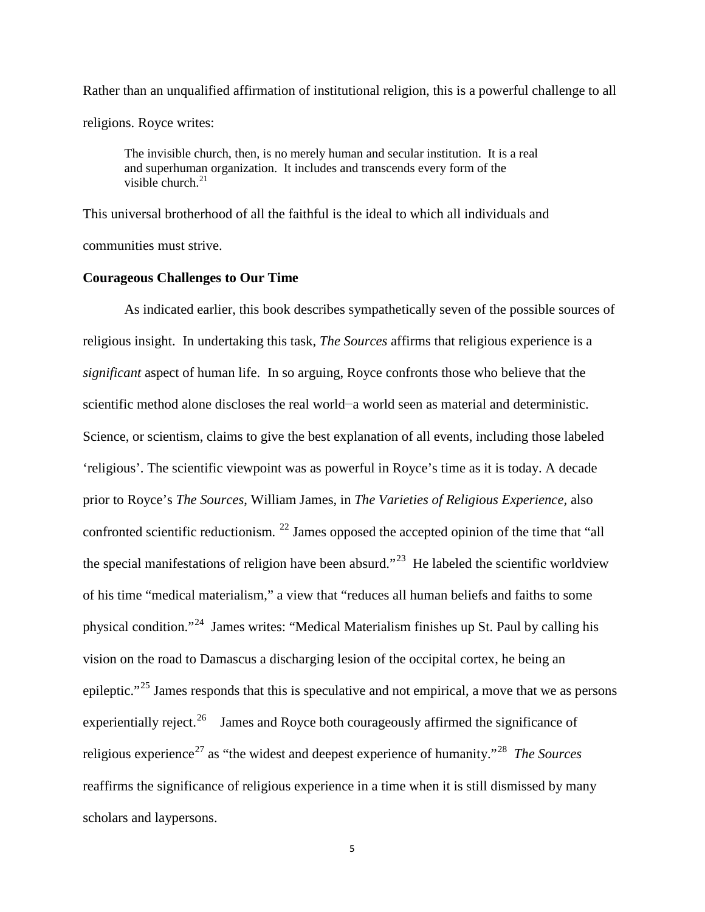Rather than an unqualified affirmation of institutional religion, this is a powerful challenge to all religions. Royce writes:

> The invisible church, then, is no merely human and secular institution. It is a real and superhuman organization. It includes and transcends every form of the visible church.[21]

This universal brotherhood of all the faithful is the ideal to which all individuals and communities must strive.

**Courageous Challenges to Our Time**

As indicated earlier, this book describes sympathetically seven of the possible sources of religious insight. In undertaking this task, *The Sources* affirms that religious experience is a *significant* aspect of human life. In so arguing, Royce confronts those who believe that the scientific method alone discloses the real world−a world seen as material and deterministic. Science, or scientism, claims to give the best explanation of all events, including those labeled 'religious'. The scientific viewpoint was as powerful in Royce's time as it is today. A decade prior to Royce's *The Sources*, William James, in *The Varieties of Religious Experience*, also confronted scientific reductionism.[22] James opposed the accepted opinion of the time that "all the special manifestations of religion have been absurd."[23] He labeled the scientific worldview of his time "medical materialism," a view that "reduces all human beliefs and faiths to some physical condition."[24] James writes: "Medical Materialism finishes up St. Paul by calling his vision on the road to Damascus a discharging lesion of the occipital cortex, he being an epileptic."[25] James responds that this is speculative and not empirical, a move that we as persons experientially reject.[26] James and Royce both courageously affirmed the significance of religious experience[27] as "the widest and deepest experience of humanity."[28] *The Sources* reaffirms the significance of religious experience in a time when it is still dismissed by many scholars and laypersons.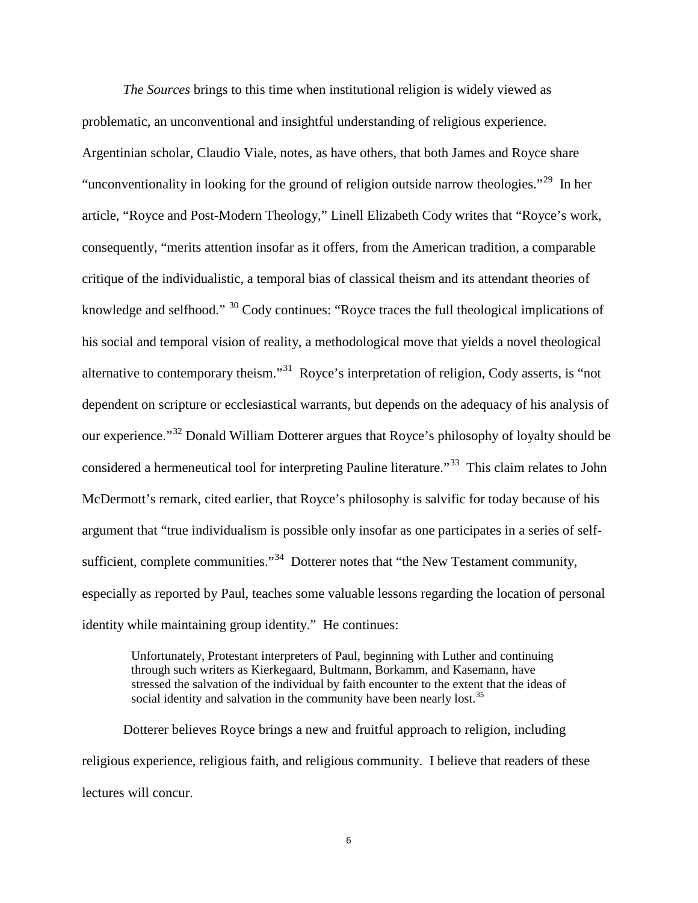*The Sources* brings to this time when institutional religion is widely viewed as problematic, an unconventional and insightful understanding of religious experience. Argentinian scholar, Claudio Viale, notes, as have others, that both James and Royce share "unconventionality in looking for the ground of religion outside narrow theologies."[29] In her article, "Royce and Post-Modern Theology," Linell Elizabeth Cody writes that "Royce's work, consequently, "merits attention insofar as it offers, from the American tradition, a comparable critique of the individualistic, a temporal bias of classical theism and its attendant theories of knowledge and selfhood." [30] Cody continues: "Royce traces the full theological implications of his social and temporal vision of reality, a methodological move that yields a novel theological alternative to contemporary theism."[31] Royce's interpretation of religion, Cody asserts, is "not dependent on scripture or ecclesiastical warrants, but depends on the adequacy of his analysis of our experience."[32] Donald William Dotterer argues that Royce's philosophy of loyalty should be considered a hermeneutical tool for interpreting Pauline literature."[33] This claim relates to John McDermott's remark, cited earlier, that Royce's philosophy is salvific for today because of his argument that "true individualism is possible only insofar as one participates in a series of self-sufficient, complete communities."[34] Dotterer notes that "the New Testament community, especially as reported by Paul, teaches some valuable lessons regarding the location of personal identity while maintaining group identity." He continues:

> Unfortunately, Protestant interpreters of Paul, beginning with Luther and continuing through such writers as Kierkegaard, Bultmann, Borkamm, and Kasemann, have stressed the salvation of the individual by faith encounter to the extent that the ideas of social identity and salvation in the community have been nearly lost.[35]

Dotterer believes Royce brings a new and fruitful approach to religion, including religious experience, religious faith, and religious community. I believe that readers of these lectures will concur.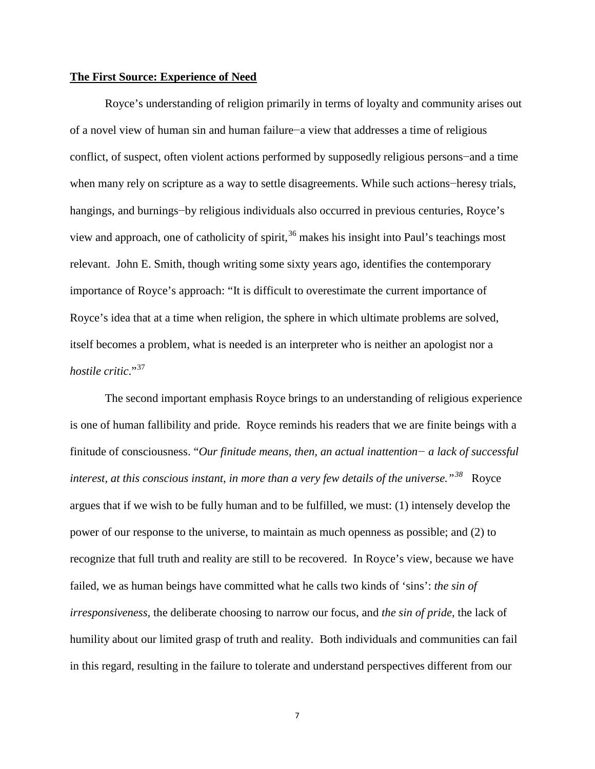**The First Source: Experience of Need**

Royce's understanding of religion primarily in terms of loyalty and community arises out of a novel view of human sin and human failure−a view that addresses a time of religious conflict, of suspect, often violent actions performed by supposedly religious persons−and a time when many rely on scripture as a way to settle disagreements. While such actions−heresy trials, hangings, and burnings−by religious individuals also occurred in previous centuries, Royce's view and approach, one of catholicity of spirit,[36] makes his insight into Paul's teachings most relevant. John E. Smith, though writing some sixty years ago, identifies the contemporary importance of Royce's approach: "It is difficult to overestimate the current importance of Royce's idea that at a time when religion, the sphere in which ultimate problems are solved, itself becomes a problem, what is needed is an interpreter who is neither an apologist nor a *hostile critic*."[37]

The second important emphasis Royce brings to an understanding of religious experience is one of human fallibility and pride. Royce reminds his readers that we are finite beings with a finitude of consciousness. "*Our finitude means, then, an actual inattention− a lack of successful interest, at this conscious instant, in more than a very few details of the universe."*[38] Royce argues that if we wish to be fully human and to be fulfilled, we must: (1) intensely develop the power of our response to the universe, to maintain as much openness as possible; and (2) to recognize that full truth and reality are still to be recovered. In Royce's view, because we have failed, we as human beings have committed what he calls two kinds of 'sins': *the sin of irresponsiveness*, the deliberate choosing to narrow our focus, and *the sin of pride,* the lack of humility about our limited grasp of truth and reality. Both individuals and communities can fail in this regard, resulting in the failure to tolerate and understand perspectives different from our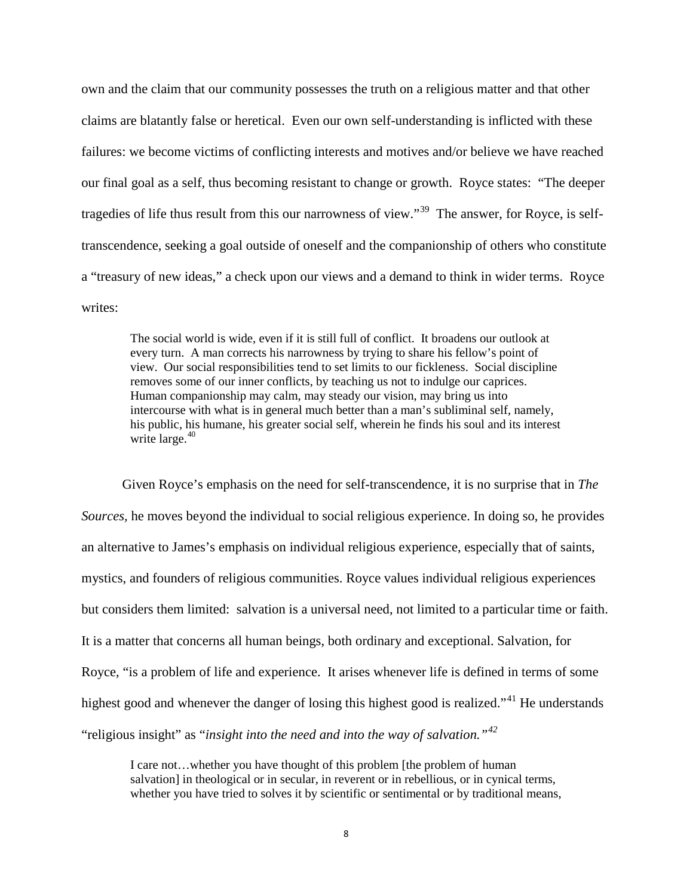own and the claim that our community possesses the truth on a religious matter and that other claims are blatantly false or heretical. Even our own self-understanding is inflicted with these failures: we become victims of conflicting interests and motives and/or believe we have reached our final goal as a self, thus becoming resistant to change or growth. Royce states: "The deeper tragedies of life thus result from this our narrowness of view."[39] The answer, for Royce, is self-transcendence, seeking a goal outside of oneself and the companionship of others who constitute a "treasury of new ideas," a check upon our views and a demand to think in wider terms. Royce writes:

> The social world is wide, even if it is still full of conflict. It broadens our outlook at every turn. A man corrects his narrowness by trying to share his fellow's point of view. Our social responsibilities tend to set limits to our fickleness. Social discipline removes some of our inner conflicts, by teaching us not to indulge our caprices. Human companionship may calm, may steady our vision, may bring us into intercourse with what is in general much better than a man's subliminal self, namely, his public, his humane, his greater social self, wherein he finds his soul and its interest write large.[40]

Given Royce's emphasis on the need for self-transcendence, it is no surprise that in *The Sources,* he moves beyond the individual to social religious experience. In doing so, he provides an alternative to James's emphasis on individual religious experience, especially that of saints, mystics, and founders of religious communities. Royce values individual religious experiences but considers them limited: salvation is a universal need, not limited to a particular time or faith. It is a matter that concerns all human beings, both ordinary and exceptional. Salvation, for Royce, "is a problem of life and experience. It arises whenever life is defined in terms of some highest good and whenever the danger of losing this highest good is realized."[41] He understands "religious insight" as "*insight into the need and into the way of salvation.*"[42]

> I care not…whether you have thought of this problem [the problem of human salvation] in theological or in secular, in reverent or in rebellious, or in cynical terms, whether you have tried to solves it by scientific or sentimental or by traditional means,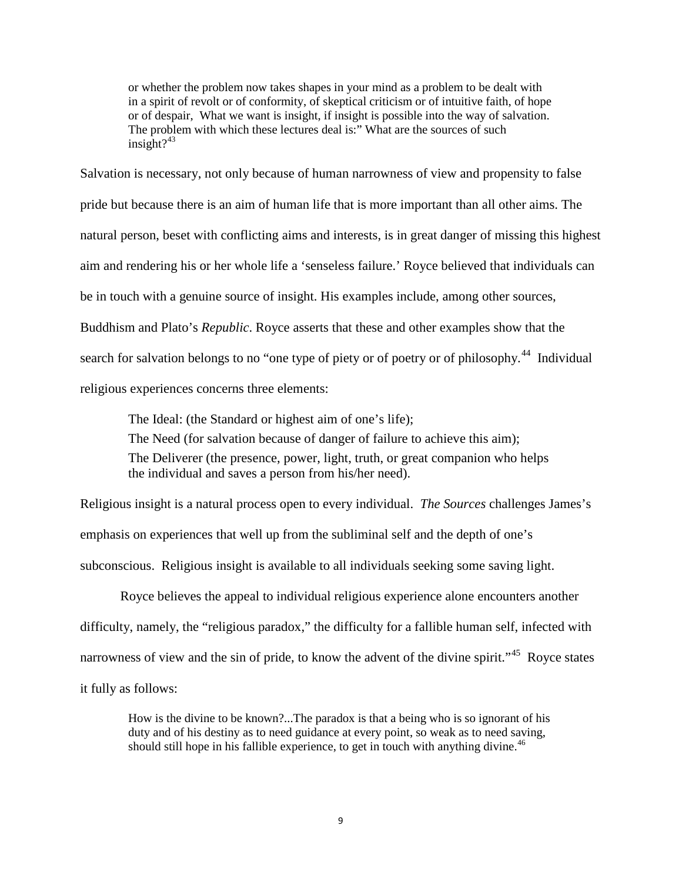> or whether the problem now takes shapes in your mind as a problem to be dealt with in a spirit of revolt or of conformity, of skeptical criticism or of intuitive faith, of hope or of despair, What we want is insight, if insight is possible into the way of salvation. The problem with which these lectures deal is:" What are the sources of such insight?[43]

Salvation is necessary, not only because of human narrowness of view and propensity to false pride but because there is an aim of human life that is more important than all other aims. The natural person, beset with conflicting aims and interests, is in great danger of missing this highest aim and rendering his or her whole life a 'senseless failure.' Royce believed that individuals can be in touch with a genuine source of insight. His examples include, among other sources, Buddhism and Plato's *Republic*. Royce asserts that these and other examples show that the search for salvation belongs to no "one type of piety or of poetry or of philosophy.[44] Individual religious experiences concerns three elements:

> The Ideal: (the Standard or highest aim of one's life);
> The Need (for salvation because of danger of failure to achieve this aim);
> The Deliverer (the presence, power, light, truth, or great companion who helps the individual and saves a person from his/her need).

Religious insight is a natural process open to every individual. *The Sources* challenges James's emphasis on experiences that well up from the subliminal self and the depth of one's subconscious. Religious insight is available to all individuals seeking some saving light.

Royce believes the appeal to individual religious experience alone encounters another difficulty, namely, the "religious paradox," the difficulty for a fallible human self, infected with narrowness of view and the sin of pride, to know the advent of the divine spirit."[45] Royce states it fully as follows:

> How is the divine to be known?...The paradox is that a being who is so ignorant of his duty and of his destiny as to need guidance at every point, so weak as to need saving, should still hope in his fallible experience, to get in touch with anything divine.[46]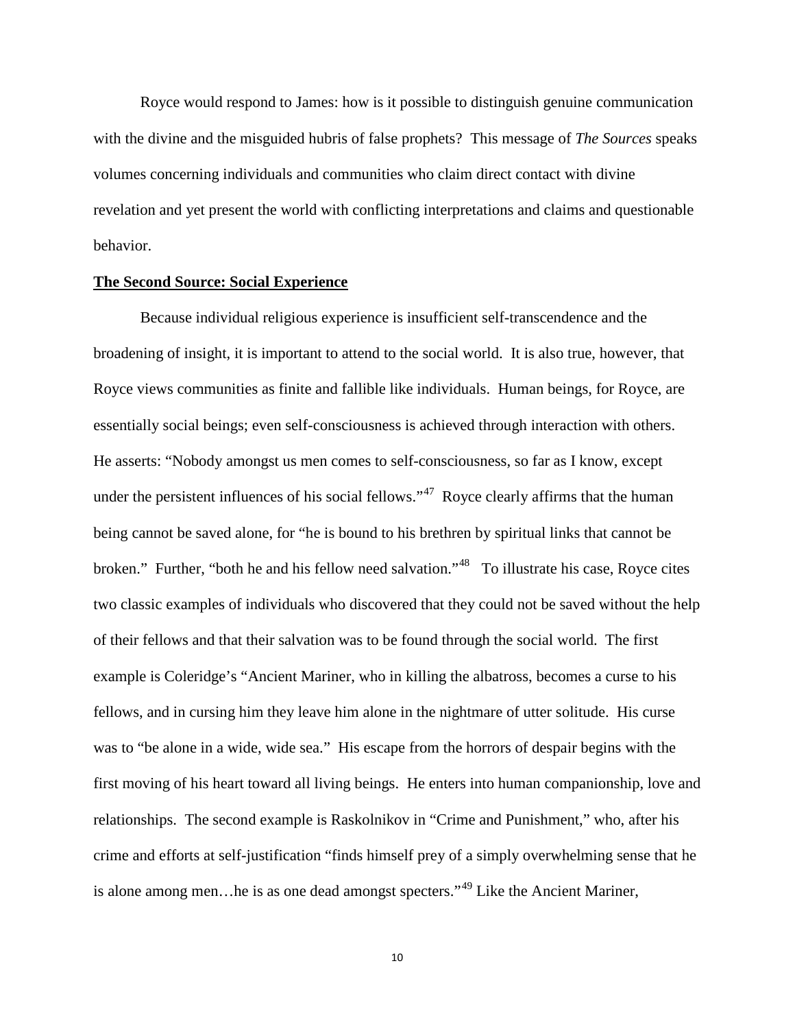Royce would respond to James: how is it possible to distinguish genuine communication with the divine and the misguided hubris of false prophets? This message of *The Sources* speaks volumes concerning individuals and communities who claim direct contact with divine revelation and yet present the world with conflicting interpretations and claims and questionable behavior.

**The Second Source: Social Experience**

Because individual religious experience is insufficient self-transcendence and the broadening of insight, it is important to attend to the social world. It is also true, however, that Royce views communities as finite and fallible like individuals. Human beings, for Royce, are essentially social beings; even self-consciousness is achieved through interaction with others. He asserts: "Nobody amongst us men comes to self-consciousness, so far as I know, except under the persistent influences of his social fellows."[47] Royce clearly affirms that the human being cannot be saved alone, for "he is bound to his brethren by spiritual links that cannot be broken." Further, "both he and his fellow need salvation."[48] To illustrate his case, Royce cites two classic examples of individuals who discovered that they could not be saved without the help of their fellows and that their salvation was to be found through the social world. The first example is Coleridge's "Ancient Mariner, who in killing the albatross, becomes a curse to his fellows, and in cursing him they leave him alone in the nightmare of utter solitude. His curse was to "be alone in a wide, wide sea." His escape from the horrors of despair begins with the first moving of his heart toward all living beings. He enters into human companionship, love and relationships. The second example is Raskolnikov in "Crime and Punishment," who, after his crime and efforts at self-justification "finds himself prey of a simply overwhelming sense that he is alone among men…he is as one dead amongst specters."[49] Like the Ancient Mariner,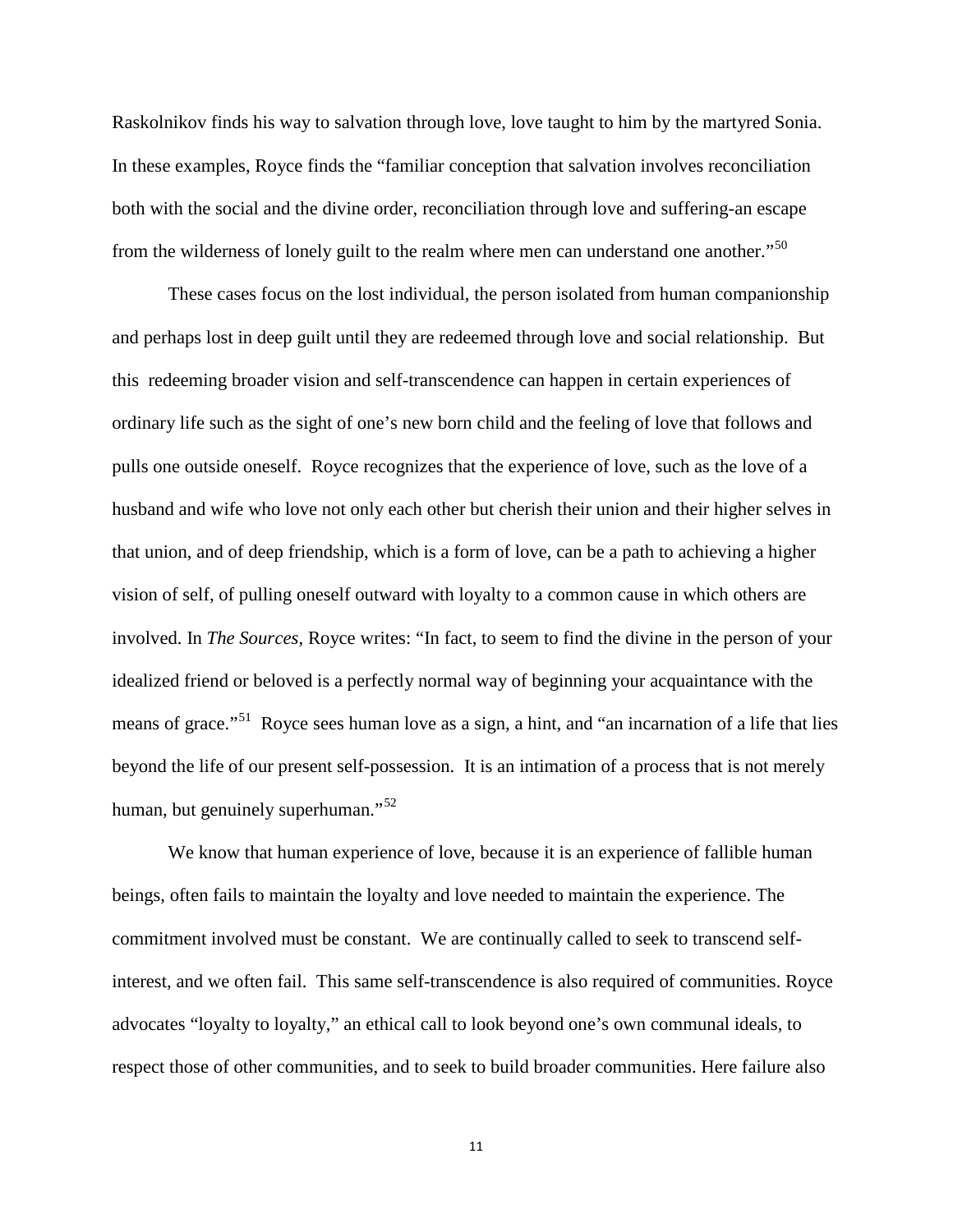Raskolnikov finds his way to salvation through love, love taught to him by the martyred Sonia. In these examples, Royce finds the "familiar conception that salvation involves reconciliation both with the social and the divine order, reconciliation through love and suffering-an escape from the wilderness of lonely guilt to the realm where men can understand one another."[50]

These cases focus on the lost individual, the person isolated from human companionship and perhaps lost in deep guilt until they are redeemed through love and social relationship. But this redeeming broader vision and self-transcendence can happen in certain experiences of ordinary life such as the sight of one's new born child and the feeling of love that follows and pulls one outside oneself. Royce recognizes that the experience of love, such as the love of a husband and wife who love not only each other but cherish their union and their higher selves in that union, and of deep friendship, which is a form of love, can be a path to achieving a higher vision of self, of pulling oneself outward with loyalty to a common cause in which others are involved. In *The Sources*, Royce writes: "In fact, to seem to find the divine in the person of your idealized friend or beloved is a perfectly normal way of beginning your acquaintance with the means of grace."[51] Royce sees human love as a sign, a hint, and "an incarnation of a life that lies beyond the life of our present self-possession. It is an intimation of a process that is not merely human, but genuinely superhuman."[52]

We know that human experience of love, because it is an experience of fallible human beings, often fails to maintain the loyalty and love needed to maintain the experience. The commitment involved must be constant. We are continually called to seek to transcend self-interest, and we often fail. This same self-transcendence is also required of communities. Royce advocates "loyalty to loyalty," an ethical call to look beyond one's own communal ideals, to respect those of other communities, and to seek to build broader communities. Here failure also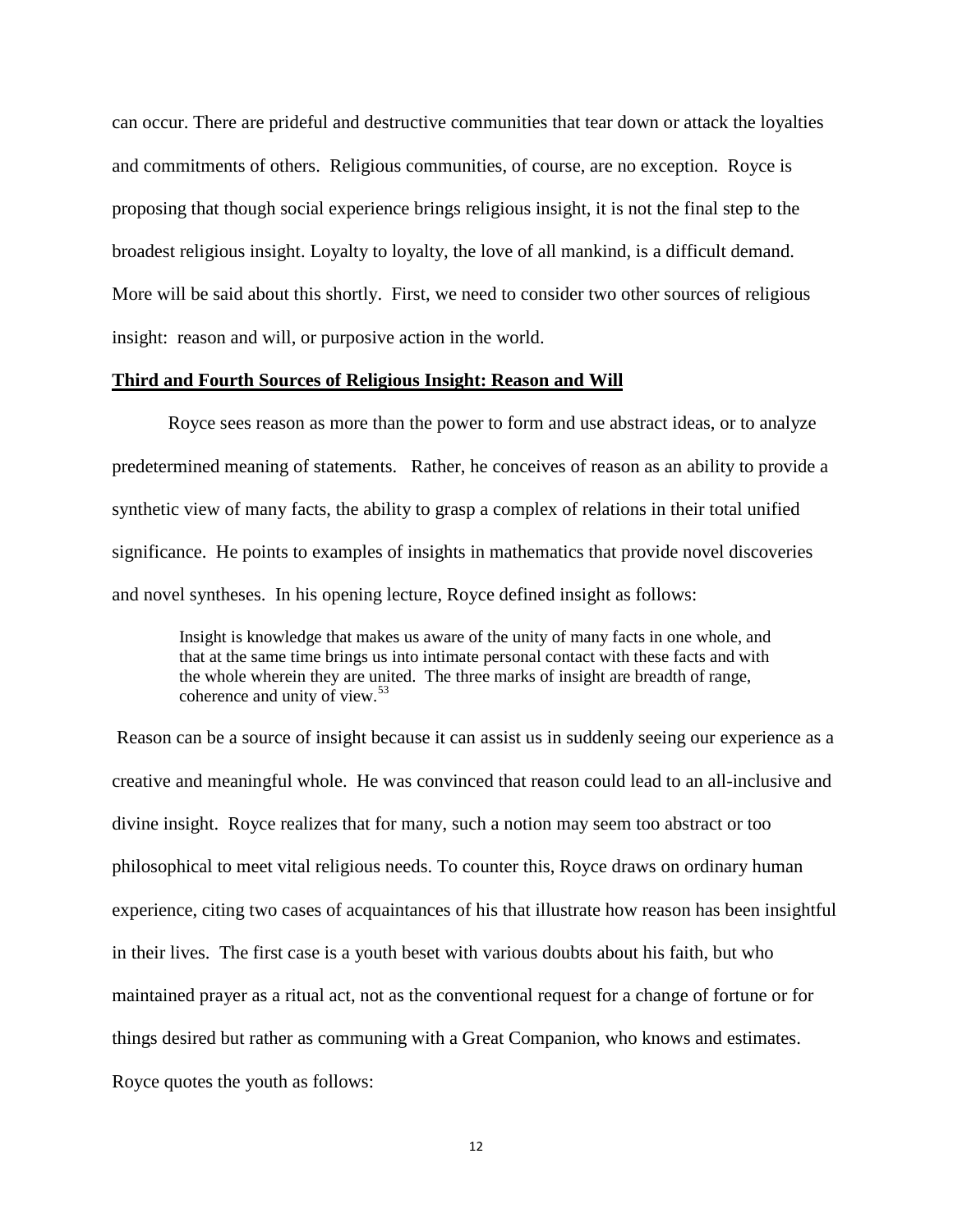can occur. There are prideful and destructive communities that tear down or attack the loyalties and commitments of others. Religious communities, of course, are no exception. Royce is proposing that though social experience brings religious insight, it is not the final step to the broadest religious insight. Loyalty to loyalty, the love of all mankind, is a difficult demand. More will be said about this shortly. First, we need to consider two other sources of religious insight: reason and will, or purposive action in the world.

**Third and Fourth Sources of Religious Insight: Reason and Will**

Royce sees reason as more than the power to form and use abstract ideas, or to analyze predetermined meaning of statements. Rather, he conceives of reason as an ability to provide a synthetic view of many facts, the ability to grasp a complex of relations in their total unified significance. He points to examples of insights in mathematics that provide novel discoveries and novel syntheses. In his opening lecture, Royce defined insight as follows:

> Insight is knowledge that makes us aware of the unity of many facts in one whole, and that at the same time brings us into intimate personal contact with these facts and with the whole wherein they are united. The three marks of insight are breadth of range, coherence and unity of view.[53]

Reason can be a source of insight because it can assist us in suddenly seeing our experience as a creative and meaningful whole. He was convinced that reason could lead to an all-inclusive and divine insight. Royce realizes that for many, such a notion may seem too abstract or too philosophical to meet vital religious needs. To counter this, Royce draws on ordinary human experience, citing two cases of acquaintances of his that illustrate how reason has been insightful in their lives. The first case is a youth beset with various doubts about his faith, but who maintained prayer as a ritual act, not as the conventional request for a change of fortune or for things desired but rather as communing with a Great Companion, who knows and estimates. Royce quotes the youth as follows: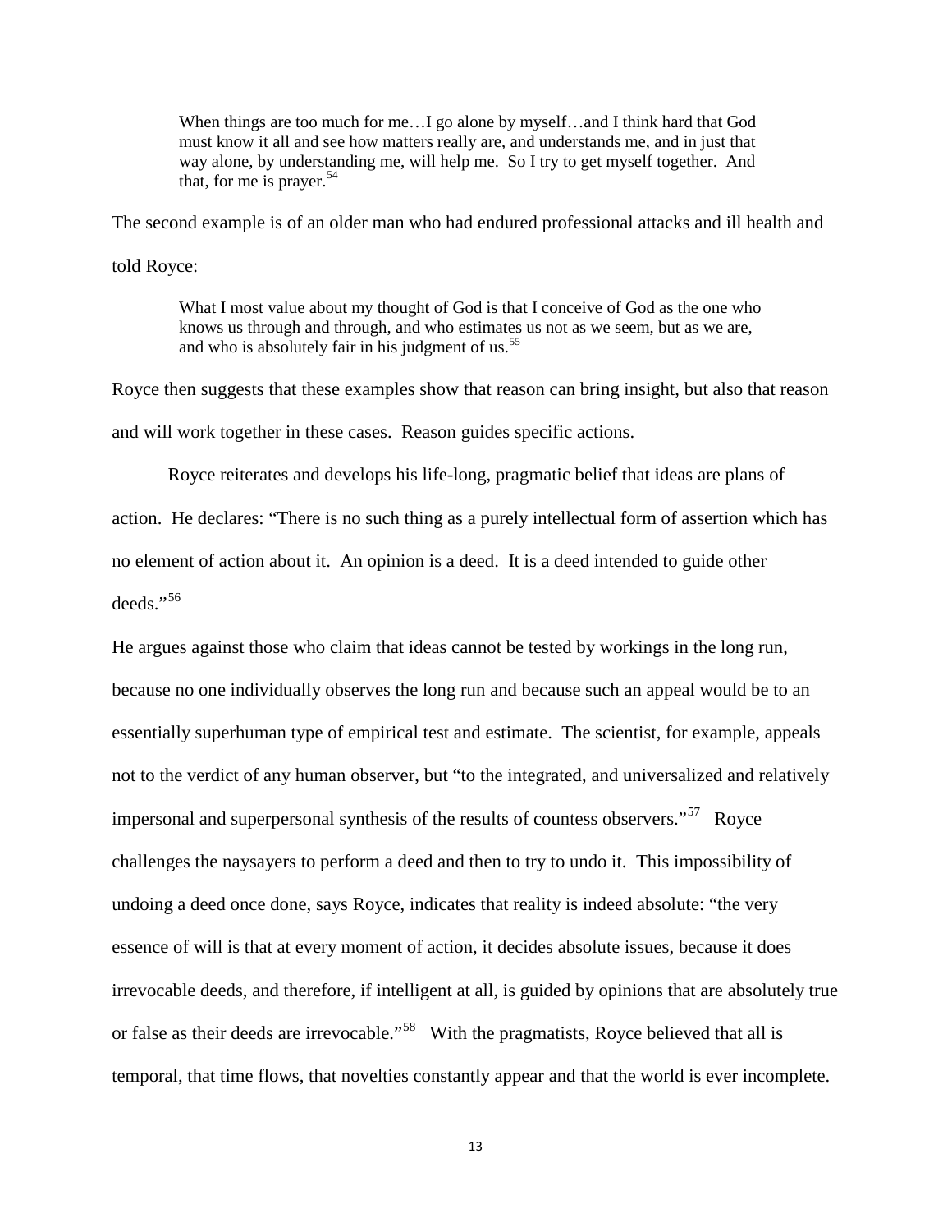> When things are too much for me…I go alone by myself…and I think hard that God must know it all and see how matters really are, and understands me, and in just that way alone, by understanding me, will help me. So I try to get myself together. And that, for me is prayer.[54]

The second example is of an older man who had endured professional attacks and ill health and told Royce:

> What I most value about my thought of God is that I conceive of God as the one who knows us through and through, and who estimates us not as we seem, but as we are, and who is absolutely fair in his judgment of us.[55]

Royce then suggests that these examples show that reason can bring insight, but also that reason and will work together in these cases. Reason guides specific actions.

Royce reiterates and develops his life-long, pragmatic belief that ideas are plans of action. He declares: "There is no such thing as a purely intellectual form of assertion which has no element of action about it. An opinion is a deed. It is a deed intended to guide other deeds."[56]

He argues against those who claim that ideas cannot be tested by workings in the long run, because no one individually observes the long run and because such an appeal would be to an essentially superhuman type of empirical test and estimate. The scientist, for example, appeals not to the verdict of any human observer, but "to the integrated, and universalized and relatively impersonal and superpersonal synthesis of the results of countess observers."[57] Royce challenges the naysayers to perform a deed and then to try to undo it. This impossibility of undoing a deed once done, says Royce, indicates that reality is indeed absolute: "the very essence of will is that at every moment of action, it decides absolute issues, because it does irrevocable deeds, and therefore, if intelligent at all, is guided by opinions that are absolutely true or false as their deeds are irrevocable."[58] With the pragmatists, Royce believed that all is temporal, that time flows, that novelties constantly appear and that the world is ever incomplete.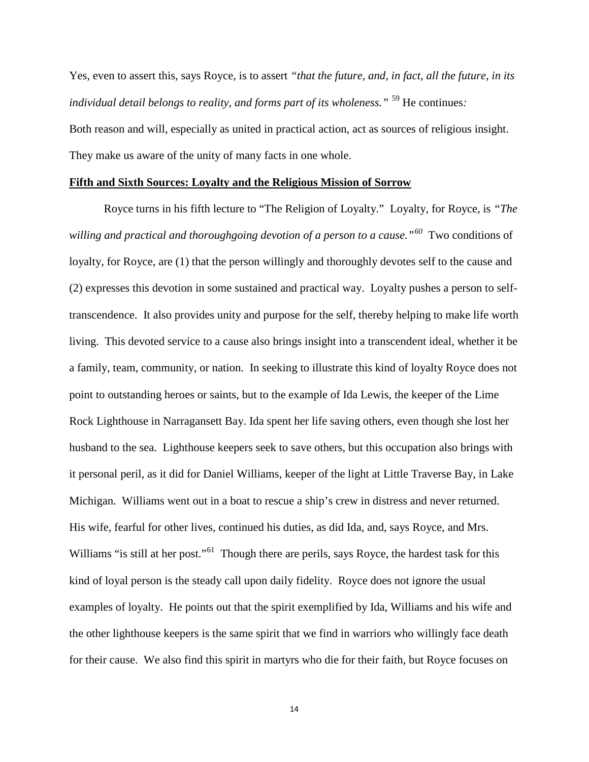Yes, even to assert this, says Royce, is to assert *"that the future, and, in fact, all the future, in its individual detail belongs to reality, and forms part of its wholeness."* [59] He continues*:*

Both reason and will, especially as united in practical action, act as sources of religious insight. They make us aware of the unity of many facts in one whole.

**Fifth and Sixth Sources: Loyalty and the Religious Mission of Sorrow**

Royce turns in his fifth lecture to "The Religion of Loyalty." Loyalty, for Royce, is *"The willing and practical and thoroughgoing devotion of a person to a cause."*[60] Two conditions of loyalty, for Royce, are (1) that the person willingly and thoroughly devotes self to the cause and (2) expresses this devotion in some sustained and practical way. Loyalty pushes a person to self-transcendence. It also provides unity and purpose for the self, thereby helping to make life worth living. This devoted service to a cause also brings insight into a transcendent ideal, whether it be a family, team, community, or nation. In seeking to illustrate this kind of loyalty Royce does not point to outstanding heroes or saints, but to the example of Ida Lewis, the keeper of the Lime Rock Lighthouse in Narragansett Bay. Ida spent her life saving others, even though she lost her husband to the sea. Lighthouse keepers seek to save others, but this occupation also brings with it personal peril, as it did for Daniel Williams, keeper of the light at Little Traverse Bay, in Lake Michigan. Williams went out in a boat to rescue a ship's crew in distress and never returned. His wife, fearful for other lives, continued his duties, as did Ida, and, says Royce, and Mrs. Williams "is still at her post."[61] Though there are perils, says Royce, the hardest task for this kind of loyal person is the steady call upon daily fidelity. Royce does not ignore the usual examples of loyalty. He points out that the spirit exemplified by Ida, Williams and his wife and the other lighthouse keepers is the same spirit that we find in warriors who willingly face death for their cause. We also find this spirit in martyrs who die for their faith, but Royce focuses on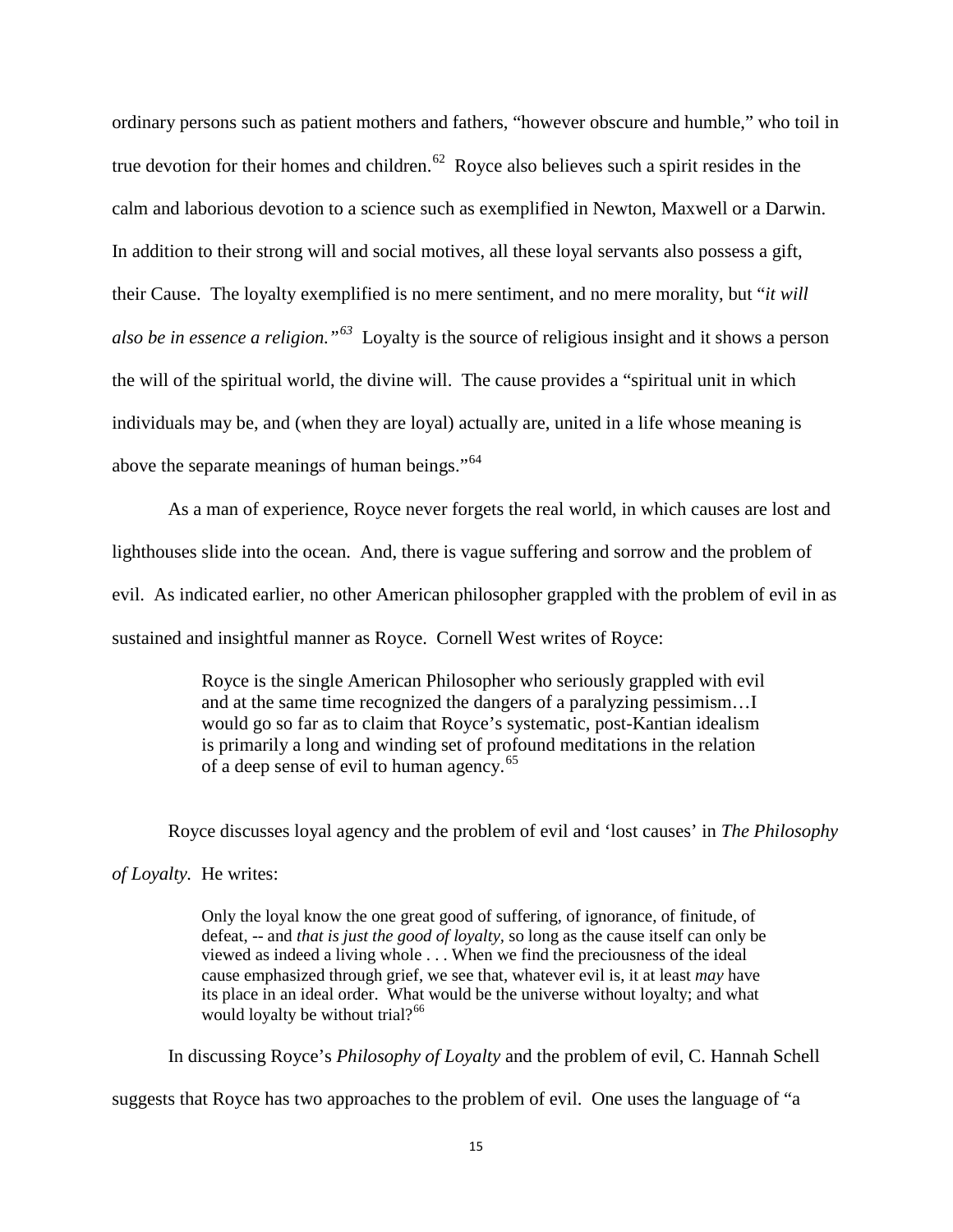ordinary persons such as patient mothers and fathers, "however obscure and humble," who toil in true devotion for their homes and children.[62] Royce also believes such a spirit resides in the calm and laborious devotion to a science such as exemplified in Newton, Maxwell or a Darwin. In addition to their strong will and social motives, all these loyal servants also possess a gift, their Cause. The loyalty exemplified is no mere sentiment, and no mere morality, but "*it will also be in essence a religion.*"[63] Loyalty is the source of religious insight and it shows a person the will of the spiritual world, the divine will. The cause provides a "spiritual unit in which individuals may be, and (when they are loyal) actually are, united in a life whose meaning is above the separate meanings of human beings."[64]

As a man of experience, Royce never forgets the real world, in which causes are lost and lighthouses slide into the ocean. And, there is vague suffering and sorrow and the problem of evil. As indicated earlier, no other American philosopher grappled with the problem of evil in as sustained and insightful manner as Royce. Cornell West writes of Royce:

> Royce is the single American Philosopher who seriously grappled with evil and at the same time recognized the dangers of a paralyzing pessimism…I would go so far as to claim that Royce's systematic, post-Kantian idealism is primarily a long and winding set of profound meditations in the relation of a deep sense of evil to human agency.[65]

Royce discusses loyal agency and the problem of evil and 'lost causes' in *The Philosophy of Loyalty.* He writes:

> Only the loyal know the one great good of suffering, of ignorance, of finitude, of defeat, -- and *that is just the good of loyalty*, so long as the cause itself can only be viewed as indeed a living whole . . . When we find the preciousness of the ideal cause emphasized through grief, we see that, whatever evil is, it at least *may* have its place in an ideal order. What would be the universe without loyalty; and what would loyalty be without trial?[66]

In discussing Royce's *Philosophy of Loyalty* and the problem of evil, C. Hannah Schell suggests that Royce has two approaches to the problem of evil. One uses the language of "a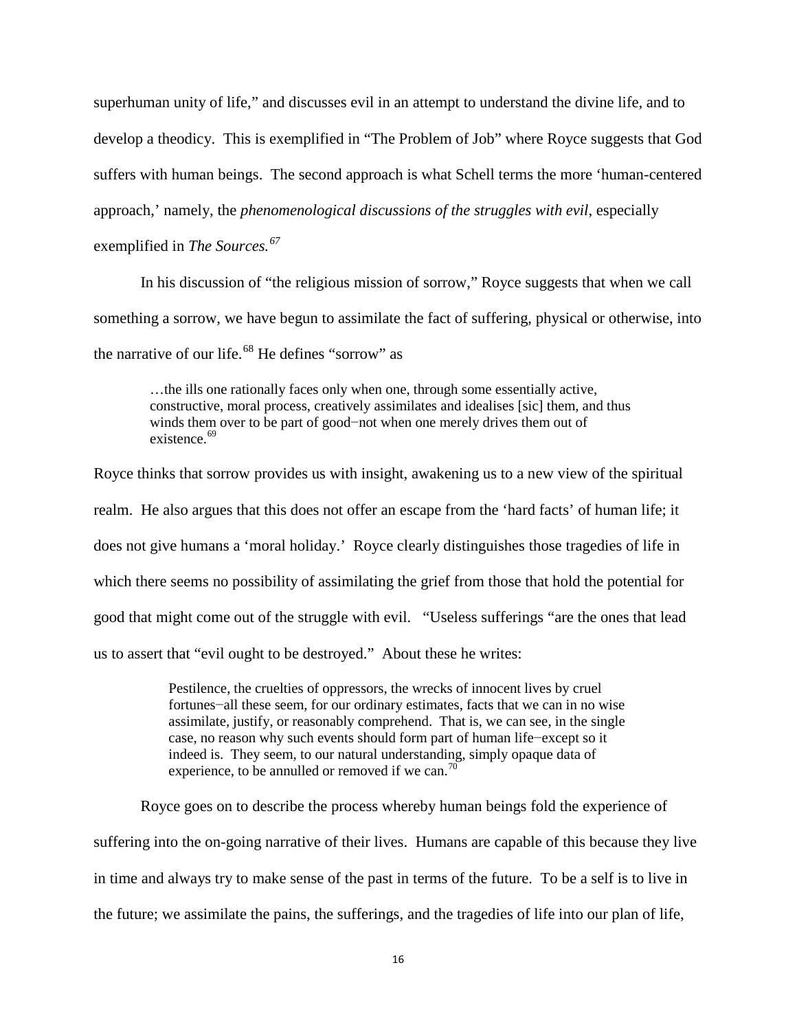superhuman unity of life," and discusses evil in an attempt to understand the divine life, and to develop a theodicy. This is exemplified in "The Problem of Job" where Royce suggests that God suffers with human beings. The second approach is what Schell terms the more 'human-centered approach,' namely, the *phenomenological discussions of the struggles with evil*, especially exemplified in *The Sources.*[67]

In his discussion of "the religious mission of sorrow," Royce suggests that when we call something a sorrow, we have begun to assimilate the fact of suffering, physical or otherwise, into the narrative of our life.[68] He defines "sorrow" as

> …the ills one rationally faces only when one, through some essentially active, constructive, moral process, creatively assimilates and idealises [sic] them, and thus winds them over to be part of good−not when one merely drives them out of existence.[69]

Royce thinks that sorrow provides us with insight, awakening us to a new view of the spiritual realm. He also argues that this does not offer an escape from the 'hard facts' of human life; it does not give humans a 'moral holiday.' Royce clearly distinguishes those tragedies of life in which there seems no possibility of assimilating the grief from those that hold the potential for good that might come out of the struggle with evil. "Useless sufferings "are the ones that lead us to assert that "evil ought to be destroyed." About these he writes:

> Pestilence, the cruelties of oppressors, the wrecks of innocent lives by cruel fortunes−all these seem, for our ordinary estimates, facts that we can in no wise assimilate, justify, or reasonably comprehend. That is, we can see, in the single case, no reason why such events should form part of human life−except so it indeed is. They seem, to our natural understanding, simply opaque data of experience, to be annulled or removed if we can.[70]

Royce goes on to describe the process whereby human beings fold the experience of suffering into the on-going narrative of their lives. Humans are capable of this because they live in time and always try to make sense of the past in terms of the future. To be a self is to live in the future; we assimilate the pains, the sufferings, and the tragedies of life into our plan of life,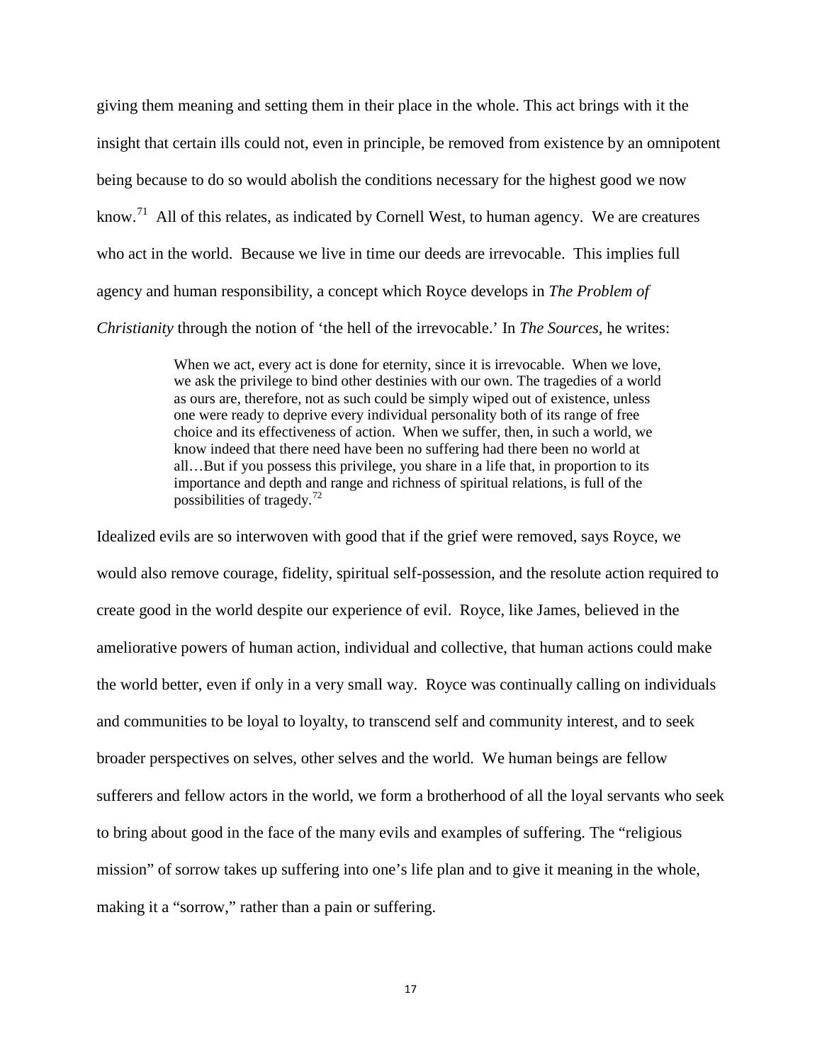giving them meaning and setting them in their place in the whole. This act brings with it the insight that certain ills could not, even in principle, be removed from existence by an omnipotent being because to do so would abolish the conditions necessary for the highest good we now know.[71] All of this relates, as indicated by Cornell West, to human agency. We are creatures who act in the world. Because we live in time our deeds are irrevocable. This implies full agency and human responsibility, a concept which Royce develops in *The Problem of Christianity* through the notion of 'the hell of the irrevocable.' In *The Sources,* he writes:

> When we act, every act is done for eternity, since it is irrevocable. When we love, we ask the privilege to bind other destinies with our own. The tragedies of a world as ours are, therefore, not as such could be simply wiped out of existence, unless one were ready to deprive every individual personality both of its range of free choice and its effectiveness of action. When we suffer, then, in such a world, we know indeed that there need have been no suffering had there been no world at all…But if you possess this privilege, you share in a life that, in proportion to its importance and depth and range and richness of spiritual relations, is full of the possibilities of tragedy.[72]

Idealized evils are so interwoven with good that if the grief were removed, says Royce, we would also remove courage, fidelity, spiritual self-possession, and the resolute action required to create good in the world despite our experience of evil. Royce, like James, believed in the ameliorative powers of human action, individual and collective, that human actions could make the world better, even if only in a very small way. Royce was continually calling on individuals and communities to be loyal to loyalty, to transcend self and community interest, and to seek broader perspectives on selves, other selves and the world. We human beings are fellow sufferers and fellow actors in the world, we form a brotherhood of all the loyal servants who seek to bring about good in the face of the many evils and examples of suffering. The "religious mission" of sorrow takes up suffering into one's life plan and to give it meaning in the whole, making it a "sorrow," rather than a pain or suffering.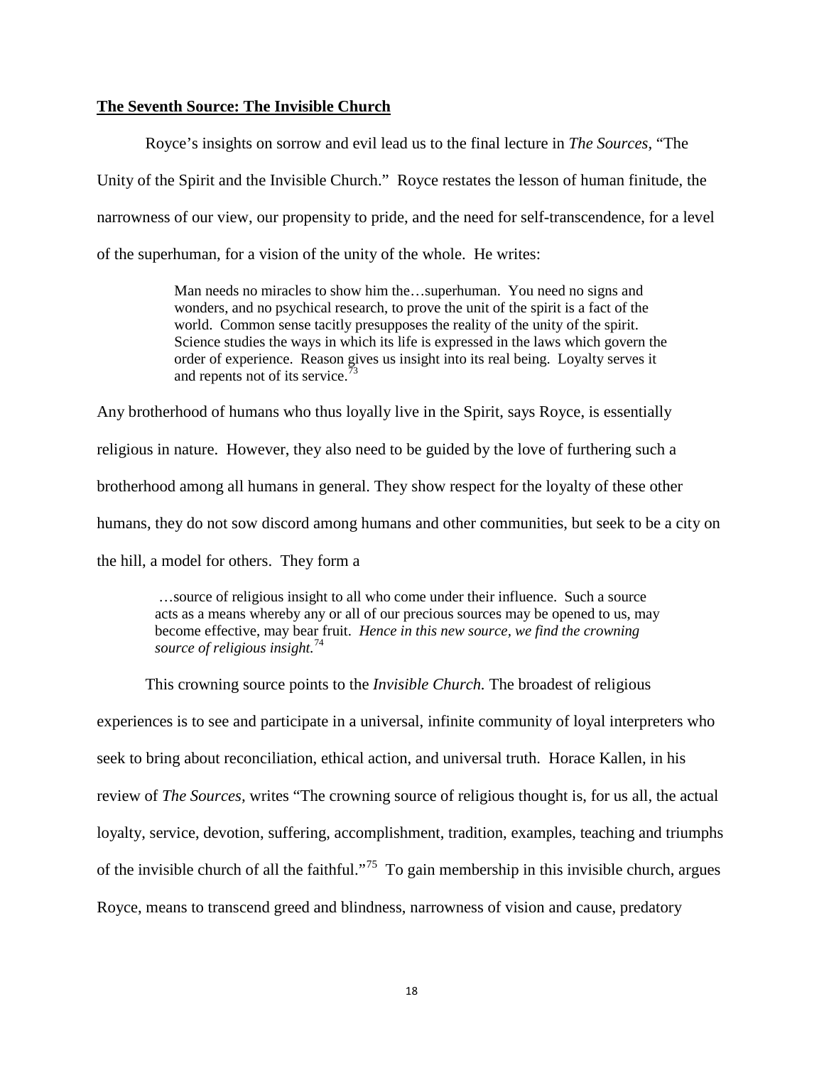**The Seventh Source: The Invisible Church**

Royce's insights on sorrow and evil lead us to the final lecture in *The Sources*, "The Unity of the Spirit and the Invisible Church." Royce restates the lesson of human finitude, the narrowness of our view, our propensity to pride, and the need for self-transcendence, for a level of the superhuman, for a vision of the unity of the whole. He writes:

> Man needs no miracles to show him the…superhuman. You need no signs and wonders, and no psychical research, to prove the unit of the spirit is a fact of the world. Common sense tacitly presupposes the reality of the unity of the spirit. Science studies the ways in which its life is expressed in the laws which govern the order of experience. Reason gives us insight into its real being. Loyalty serves it and repents not of its service.[73]

Any brotherhood of humans who thus loyally live in the Spirit, says Royce, is essentially religious in nature. However, they also need to be guided by the love of furthering such a brotherhood among all humans in general. They show respect for the loyalty of these other humans, they do not sow discord among humans and other communities, but seek to be a city on the hill, a model for others. They form a

> …source of religious insight to all who come under their influence. Such a source acts as a means whereby any or all of our precious sources may be opened to us, may become effective, may bear fruit. *Hence in this new source, we find the crowning source of religious insight.*[74]

This crowning source points to the *Invisible Church.* The broadest of religious experiences is to see and participate in a universal, infinite community of loyal interpreters who seek to bring about reconciliation, ethical action, and universal truth. Horace Kallen, in his review of *The Sources*, writes "The crowning source of religious thought is, for us all, the actual loyalty, service, devotion, suffering, accomplishment, tradition, examples, teaching and triumphs of the invisible church of all the faithful."[75] To gain membership in this invisible church, argues Royce, means to transcend greed and blindness, narrowness of vision and cause, predatory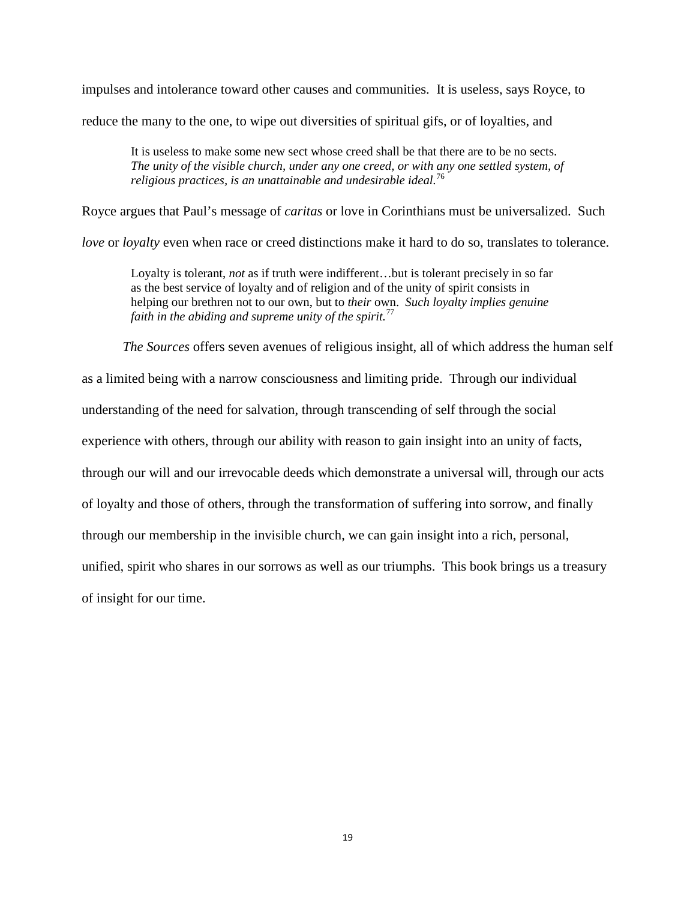impulses and intolerance toward other causes and communities. It is useless, says Royce, to reduce the many to the one, to wipe out diversities of spiritual gifs, or of loyalties, and

> It is useless to make some new sect whose creed shall be that there are to be no sects. *The unity of the visible church, under any one creed, or with any one settled system, of religious practices, is an unattainable and undesirable ideal.*[76]

Royce argues that Paul's message of *caritas* or love in Corinthians must be universalized. Such *love* or *loyalty* even when race or creed distinctions make it hard to do so, translates to tolerance.

> Loyalty is tolerant, *not* as if truth were indifferent…but is tolerant precisely in so far as the best service of loyalty and of religion and of the unity of spirit consists in helping our brethren not to our own, but to *their* own. *Such loyalty implies genuine faith in the abiding and supreme unity of the spirit.*[77]

*The Sources* offers seven avenues of religious insight, all of which address the human self as a limited being with a narrow consciousness and limiting pride. Through our individual understanding of the need for salvation, through transcending of self through the social experience with others, through our ability with reason to gain insight into an unity of facts, through our will and our irrevocable deeds which demonstrate a universal will, through our acts of loyalty and those of others, through the transformation of suffering into sorrow, and finally through our membership in the invisible church, we can gain insight into a rich, personal, unified, spirit who shares in our sorrows as well as our triumphs. This book brings us a treasury of insight for our time.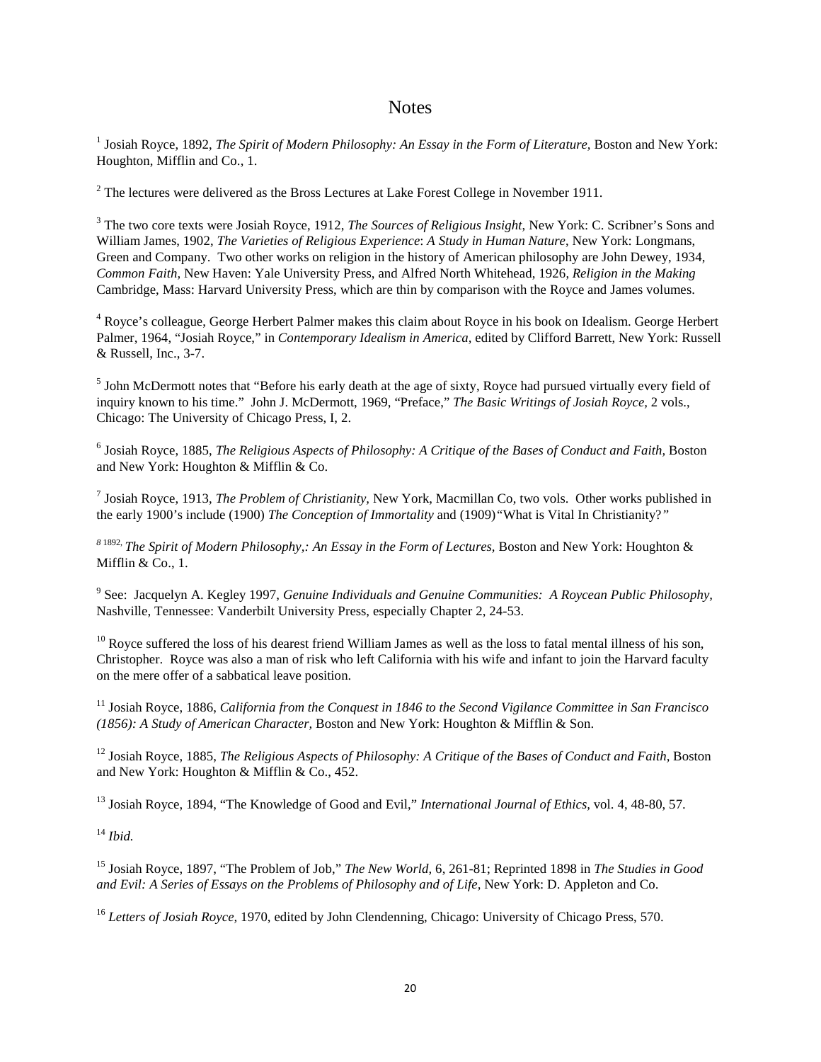# Notes

[1] Josiah Royce, 1892, *The Spirit of Modern Philosophy: An Essay in the Form of Literature,* Boston and New York: Houghton, Mifflin and Co., 1.

[2] The lectures were delivered as the Bross Lectures at Lake Forest College in November 1911.

[3] The two core texts were Josiah Royce, 1912, *The Sources of Religious Insight*, New York: C. Scribner's Sons and William James, 1902, *The Varieties of Religious Experience*: *A Study in Human Nature*, New York: Longmans, Green and Company. Two other works on religion in the history of American philosophy are John Dewey, 1934, *Common Faith,* New Haven: Yale University Press, and Alfred North Whitehead, 1926, *Religion in the Making* Cambridge, Mass: Harvard University Press, which are thin by comparison with the Royce and James volumes.

[4] Royce's colleague, George Herbert Palmer makes this claim about Royce in his book on Idealism. George Herbert Palmer, 1964, "Josiah Royce," in *Contemporary Idealism in America,* edited by Clifford Barrett, New York: Russell & Russell, Inc., 3-7.

[5] John McDermott notes that "Before his early death at the age of sixty, Royce had pursued virtually every field of inquiry known to his time." John J. McDermott, 1969, "Preface," *The Basic Writings of Josiah Royce,* 2 vols., Chicago: The University of Chicago Press, I, 2.

[6] Josiah Royce, 1885, *The Religious Aspects of Philosophy: A Critique of the Bases of Conduct and Faith,* Boston and New York: Houghton & Mifflin & Co.

[7] Josiah Royce, 1913, *The Problem of Christianity,* New York, Macmillan Co, two vols. Other works published in the early 1900's include (1900) *The Conception of Immortality* and (1909)*"*What is Vital In Christianity?*"*

[8] 1892, *The Spirit of Modern Philosophy,: An Essay in the Form of Lectures,* Boston and New York: Houghton & Mifflin & Co., 1.

[9] See: Jacquelyn A. Kegley 1997, *Genuine Individuals and Genuine Communities: A Roycean Public Philosophy,* Nashville, Tennessee: Vanderbilt University Press, especially Chapter 2, 24-53.

[10] Royce suffered the loss of his dearest friend William James as well as the loss to fatal mental illness of his son, Christopher. Royce was also a man of risk who left California with his wife and infant to join the Harvard faculty on the mere offer of a sabbatical leave position.

[11] Josiah Royce, 1886, *California from the Conquest in 1846 to the Second Vigilance Committee in San Francisco (1856): A Study of American Character,* Boston and New York: Houghton & Mifflin & Son.

[12] Josiah Royce, 1885, *The Religious Aspects of Philosophy: A Critique of the Bases of Conduct and Faith,* Boston and New York: Houghton & Mifflin & Co., 452.

[13] Josiah Royce, 1894, "The Knowledge of Good and Evil," *International Journal of Ethics,* vol. 4, 48-80, 57.

[14] *Ibid.*

[15] Josiah Royce, 1897, "The Problem of Job," *The New World,* 6, 261-81; Reprinted 1898 in *The Studies in Good and Evil: A Series of Essays on the Problems of Philosophy and of Life,* New York: D. Appleton and Co.

[16] *Letters of Josiah Royce,* 1970, edited by John Clendenning, Chicago: University of Chicago Press, 570.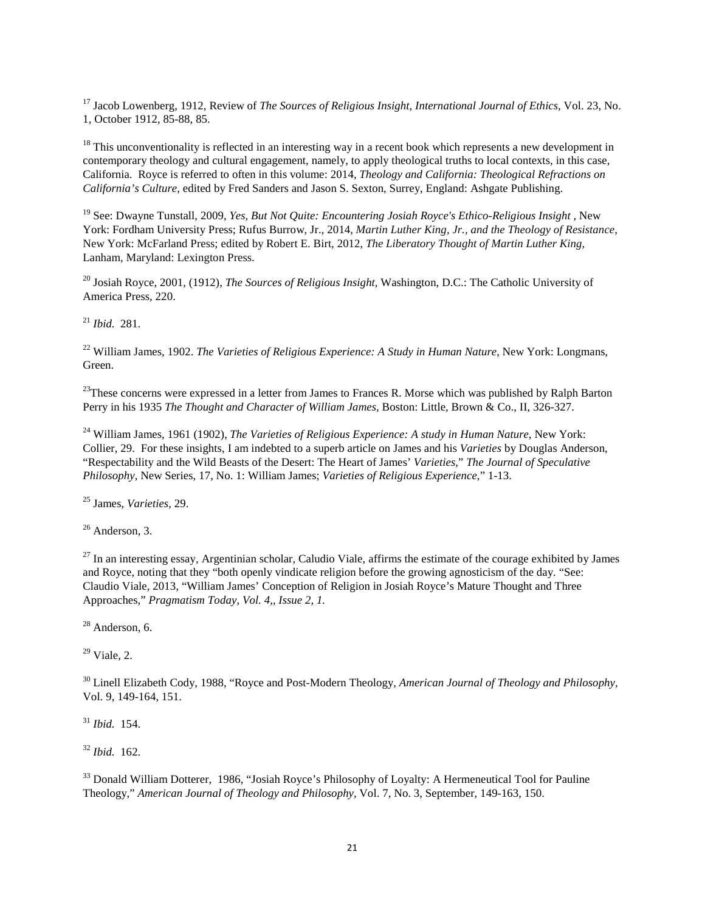[17] Jacob Lowenberg, 1912, Review of *The Sources of Religious Insight, International Journal of Ethics,* Vol. 23, No. 1, October 1912, 85-88, 85.

[18] This unconventionality is reflected in an interesting way in a recent book which represents a new development in contemporary theology and cultural engagement, namely, to apply theological truths to local contexts, in this case, California. Royce is referred to often in this volume: 2014, *Theology and California: Theological Refractions on California's Culture,* edited by Fred Sanders and Jason S. Sexton, Surrey, England: Ashgate Publishing.

[19] See: Dwayne Tunstall, 2009, *Yes, But Not Quite: Encountering Josiah Royce's Ethico-Religious Insight* , New York: Fordham University Press; Rufus Burrow, Jr., 2014, *Martin Luther King, Jr., and the Theology of Resistance,* New York: McFarland Press; edited by Robert E. Birt, 2012, *The Liberatory Thought of Martin Luther King,* Lanham, Maryland: Lexington Press.

[20] Josiah Royce, 2001, (1912), *The Sources of Religious Insight,* Washington, D.C.: The Catholic University of America Press, 220.

[21] *Ibid.* 281.

[22] William James, 1902. *The Varieties of Religious Experience: A Study in Human Nature*, New York: Longmans, Green.

[23] These concerns were expressed in a letter from James to Frances R. Morse which was published by Ralph Barton Perry in his 1935 *The Thought and Character of William James,* Boston: Little, Brown & Co., II, 326-327.

[24] William James, 1961 (1902), *The Varieties of Religious Experience: A study in Human Nature,* New York: Collier, 29. For these insights, I am indebted to a superb article on James and his *Varieties* by Douglas Anderson, "Respectability and the Wild Beasts of the Desert: The Heart of James' *Varieties*," *The Journal of Speculative Philosophy*, New Series, 17, No. 1: William James; *Varieties of Religious Experience*," 1-13.

[25] James, *Varieties,* 29.

[26] Anderson, 3.

[27] In an interesting essay, Argentinian scholar, Caludio Viale, affirms the estimate of the courage exhibited by James and Royce, noting that they "both openly vindicate religion before the growing agnosticism of the day. "See: Claudio Viale, 2013, "William James' Conception of Religion in Josiah Royce's Mature Thought and Three Approaches," *Pragmatism Today, Vol. 4,, Issue 2, 1.*

[28] Anderson, 6.

[29] Viale, 2.

[30] Linell Elizabeth Cody, 1988, "Royce and Post-Modern Theology, *American Journal of Theology and Philosophy*, Vol. 9, 149-164, 151.

[31] *Ibid.* 154.

[32] *Ibid.* 162.

[33] Donald William Dotterer, 1986, "Josiah Royce's Philosophy of Loyalty: A Hermeneutical Tool for Pauline Theology," *American Journal of Theology and Philosophy,* Vol. 7, No. 3, September, 149-163, 150.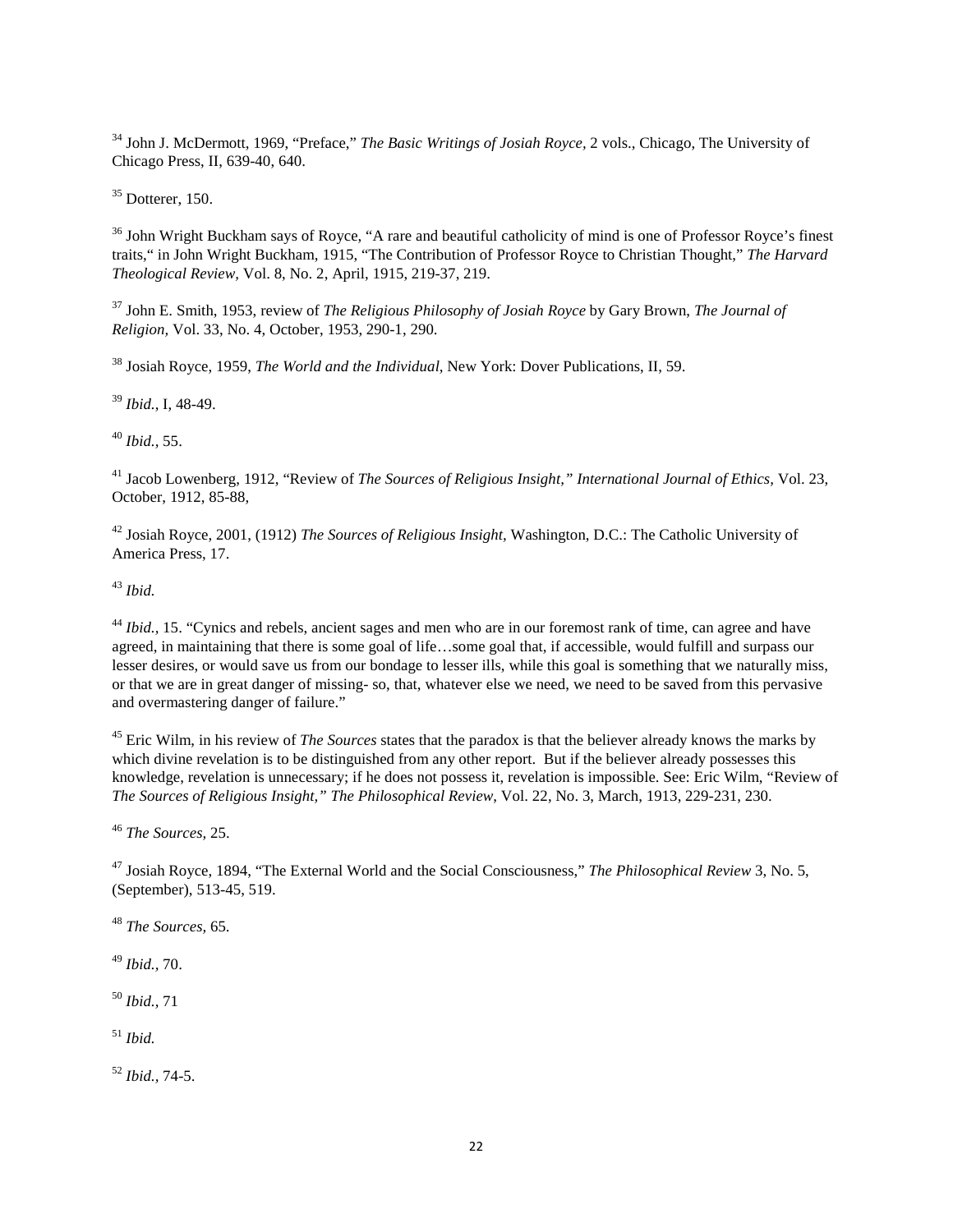[34] John J. McDermott, 1969, "Preface," *The Basic Writings of Josiah Royce*, 2 vols., Chicago, The University of Chicago Press, II, 639-40, 640.

[35] Dotterer, 150.

[36] John Wright Buckham says of Royce, "A rare and beautiful catholicity of mind is one of Professor Royce's finest traits," in John Wright Buckham, 1915, "The Contribution of Professor Royce to Christian Thought," *The Harvard Theological Review*, Vol. 8, No. 2, April, 1915, 219-37, 219.

[37] John E. Smith, 1953, review of *The Religious Philosophy of Josiah Royce* by Gary Brown, *The Journal of Religion*, Vol. 33, No. 4, October, 1953, 290-1, 290.

[38] Josiah Royce, 1959, *The World and the Individual*, New York: Dover Publications, II, 59.

[39] *Ibid.*, I, 48-49.

[40] *Ibid.*, 55.

[41] Jacob Lowenberg, 1912, "Review of *The Sources of Religious Insight*," *International Journal of Ethics*, Vol. 23, October, 1912, 85-88,

[42] Josiah Royce, 2001, (1912) *The Sources of Religious Insight*, Washington, D.C.: The Catholic University of America Press, 17.

[43] *Ibid.*

[44] *Ibid.*, 15. "Cynics and rebels, ancient sages and men who are in our foremost rank of time, can agree and have agreed, in maintaining that there is some goal of life…some goal that, if accessible, would fulfill and surpass our lesser desires, or would save us from our bondage to lesser ills, while this goal is something that we naturally miss, or that we are in great danger of missing- so, that, whatever else we need, we need to be saved from this pervasive and overmastering danger of failure."

[45] Eric Wilm, in his review of *The Sources* states that the paradox is that the believer already knows the marks by which divine revelation is to be distinguished from any other report. But if the believer already possesses this knowledge, revelation is unnecessary; if he does not possess it, revelation is impossible. See: Eric Wilm, "Review of *The Sources of Religious Insight*," *The Philosophical Review*, Vol. 22, No. 3, March, 1913, 229-231, 230.

[46] *The Sources*, 25.

[47] Josiah Royce, 1894, "The External World and the Social Consciousness," *The Philosophical Review* 3, No. 5, (September), 513-45, 519.

[48] *The Sources*, 65.

[49] *Ibid.*, 70.

[50] *Ibid.*, 71

[51] *Ibid.*

[52] *Ibid.*, 74-5.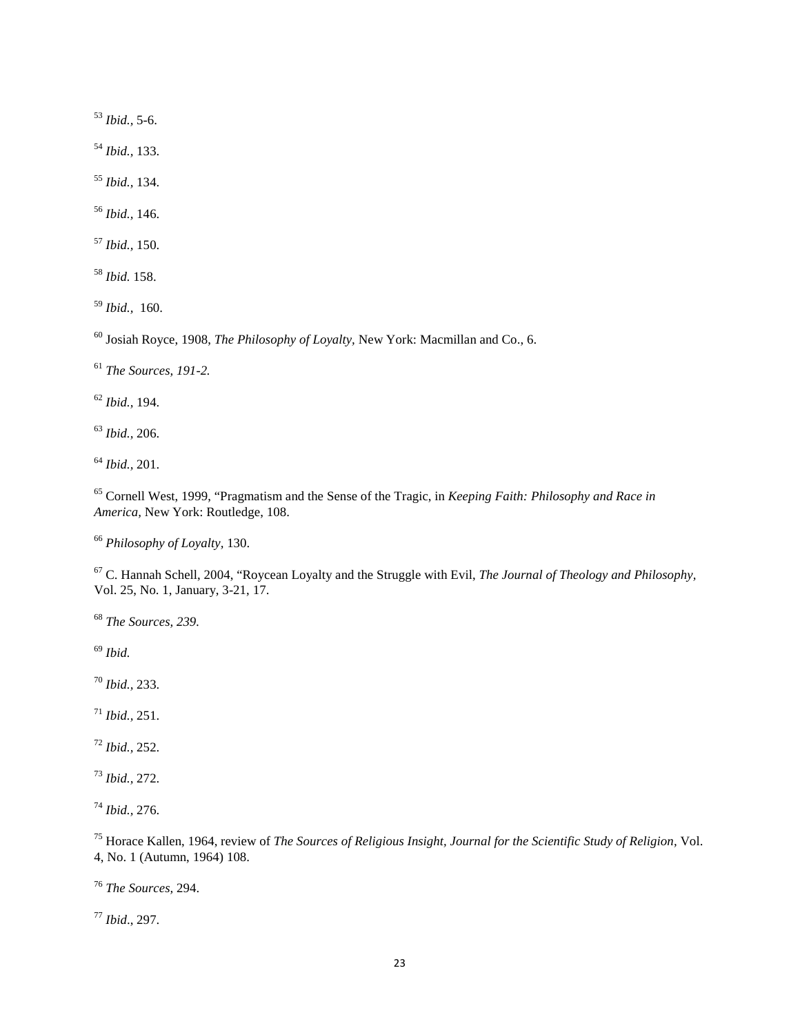[53] *Ibid.,* 5-6.

[54] *Ibid.,* 133.

[55] *Ibid.,* 134.

[56] *Ibid.,* 146.

[57] *Ibid.,* 150.

[58] *Ibid.* 158.

[59] *Ibid.,* 160.

[60] Josiah Royce, 1908, *The Philosophy of Loyalty,* New York: Macmillan and Co., 6.

[61] *The Sources, 191-2.*

[62] *Ibid.,* 194.

[63] *Ibid.*, 206.

[64] *Ibid.,* 201.

[65] Cornell West, 1999, "Pragmatism and the Sense of the Tragic, in *Keeping Faith: Philosophy and Race in America,* New York: Routledge, 108.

[66] *Philosophy of Loyalty,* 130.

[67] C. Hannah Schell, 2004, "Roycean Loyalty and the Struggle with Evil, *The Journal of Theology and Philosophy,* Vol. 25, No. 1, January, 3-21, 17.

[68] *The Sources, 239.*

[69] *Ibid.*

[70] *Ibid.,* 233.

[71] *Ibid.,* 251.

[72] *Ibid.,* 252.

[73] *Ibid.,* 272.

[74] *Ibid.,* 276.

[75] Horace Kallen, 1964, review of *The Sources of Religious Insight, Journal for the Scientific Study of Religion,* Vol. 4, No. 1 (Autumn, 1964) 108.

[76] *The Sources,* 294.

[77] *Ibid*., 297.